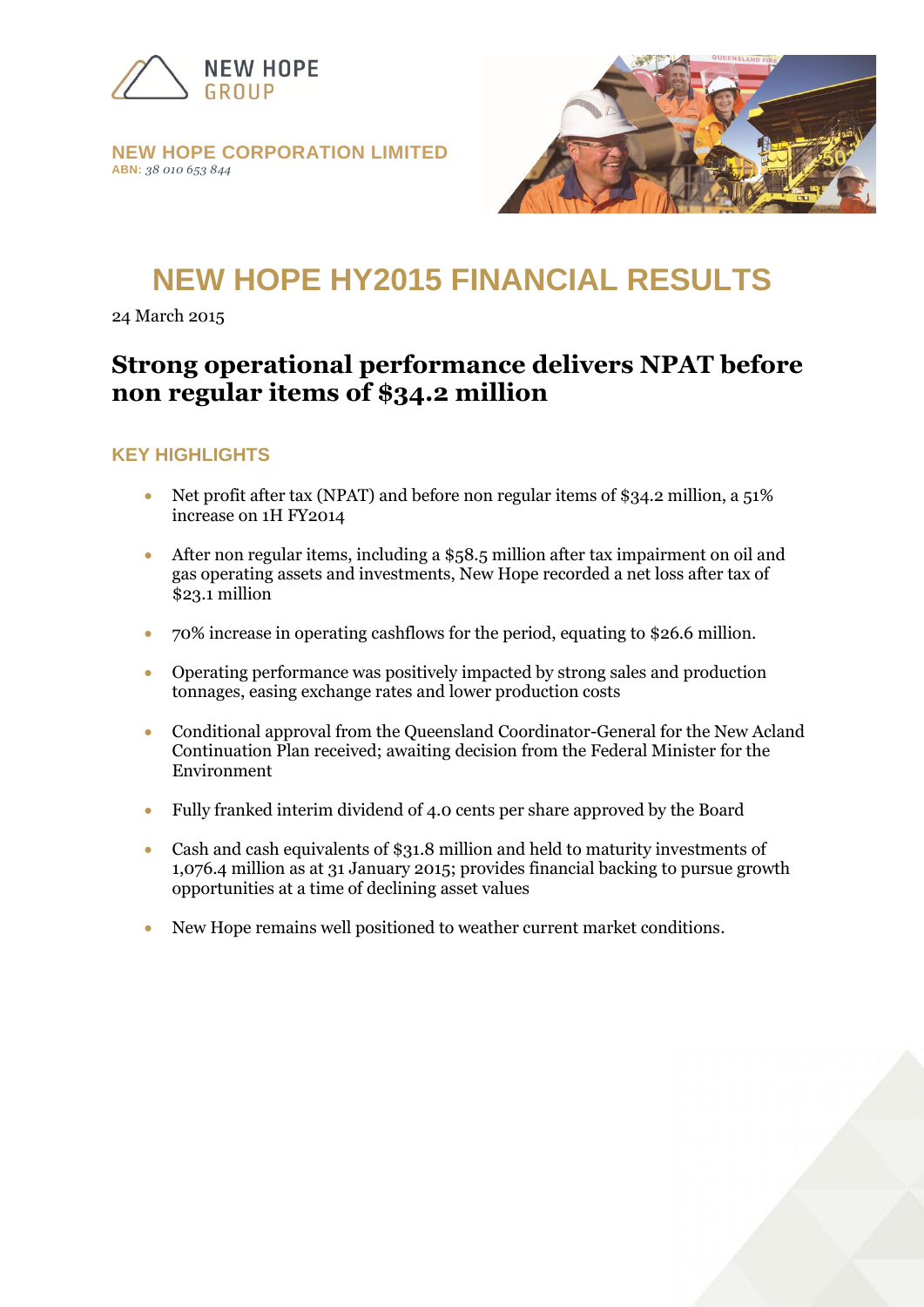NEW HOPE GROUP

**NEW HOPE CORPORATION LIMITED**
**ABN:** *38 010 653 844*

# NEW HOPE HY2015 FINANCIAL RESULTS

24 March 2015

## Strong operational performance delivers NPAT before non regular items of $34.2 million

### KEY HIGHLIGHTS

- Net profit after tax (NPAT) and before non regular items of $34.2 million, a 51% increase on 1H FY2014
- After non regular items, including a $58.5 million after tax impairment on oil and gas operating assets and investments, New Hope recorded a net loss after tax of $23.1 million
- 70% increase in operating cashflows for the period, equating to $26.6 million.
- Operating performance was positively impacted by strong sales and production tonnages, easing exchange rates and lower production costs
- Conditional approval from the Queensland Coordinator-General for the New Acland Continuation Plan received; awaiting decision from the Federal Minister for the Environment
- Fully franked interim dividend of 4.0 cents per share approved by the Board
- Cash and cash equivalents of $31.8 million and held to maturity investments of 1,076.4 million as at 31 January 2015; provides financial backing to pursue growth opportunities at a time of declining asset values
- New Hope remains well positioned to weather current market conditions.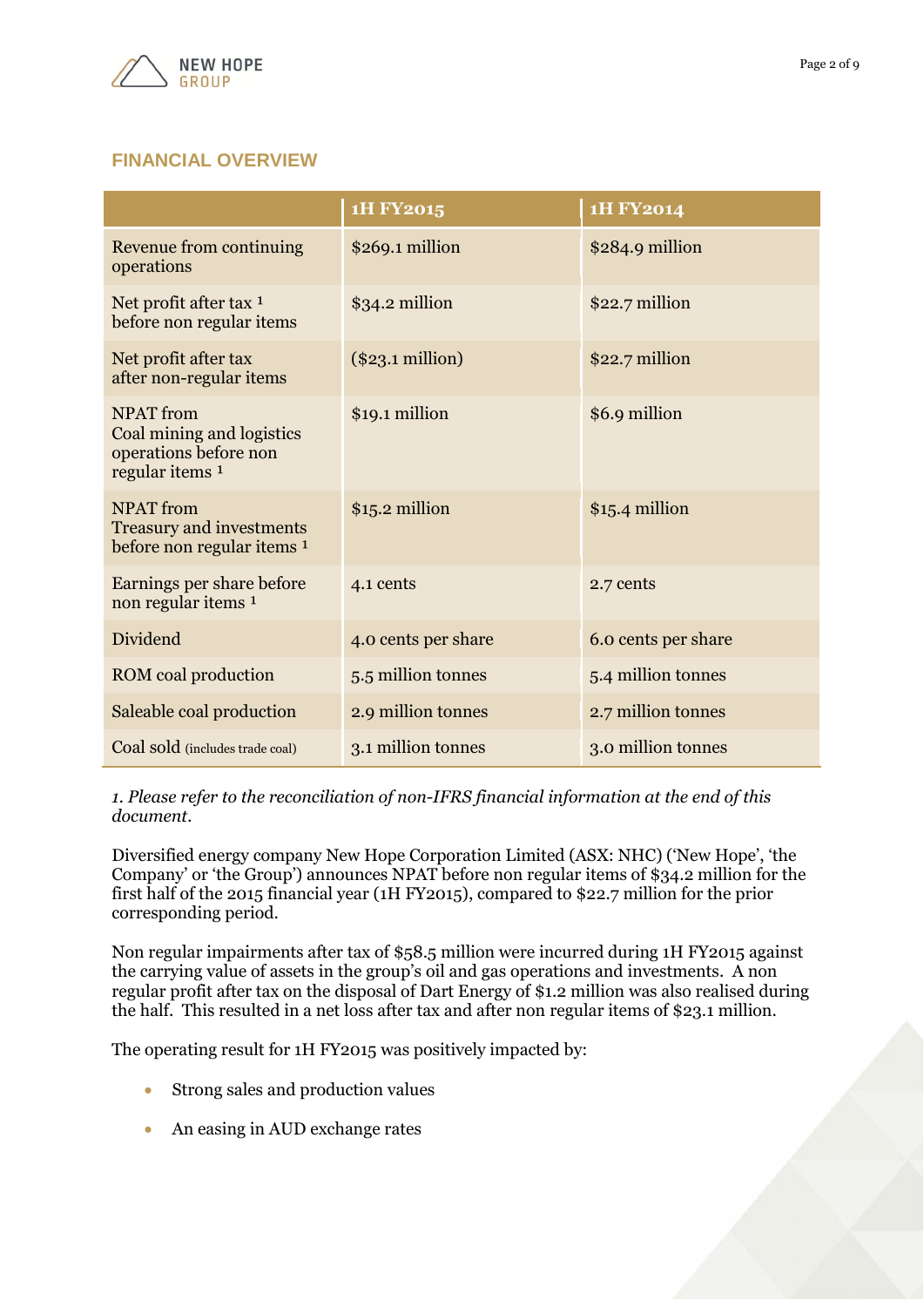## FINANCIAL OVERVIEW

| | 1H FY2015 | 1H FY2014 |
|---|---|---|
| Revenue from continuing operations | $269.1 million | $284.9 million |
| Net profit after tax [1] before non regular items | $34.2 million | $22.7 million |
| Net profit after tax after non-regular items | ($23.1 million) | $22.7 million |
| NPAT from Coal mining and logistics operations before non regular items [1] | $19.1 million | $6.9 million |
| NPAT from Treasury and investments before non regular items [1] | $15.2 million | $15.4 million |
| Earnings per share before non regular items [1] | 4.1 cents | 2.7 cents |
| Dividend | 4.0 cents per share | 6.0 cents per share |
| ROM coal production | 5.5 million tonnes | 5.4 million tonnes |
| Saleable coal production | 2.9 million tonnes | 2.7 million tonnes |
| Coal sold (includes trade coal) | 3.1 million tonnes | 3.0 million tonnes |

*1. Please refer to the reconciliation of non-IFRS financial information at the end of this document.*

Diversified energy company New Hope Corporation Limited (ASX: NHC) ('New Hope', 'the Company' or 'the Group') announces NPAT before non regular items of $34.2 million for the first half of the 2015 financial year (1H FY2015), compared to $22.7 million for the prior corresponding period.

Non regular impairments after tax of $58.5 million were incurred during 1H FY2015 against the carrying value of assets in the group's oil and gas operations and investments. A non regular profit after tax on the disposal of Dart Energy of $1.2 million was also realised during the half. This resulted in a net loss after tax and after non regular items of $23.1 million.

The operating result for 1H FY2015 was positively impacted by:

- Strong sales and production values
- An easing in AUD exchange rates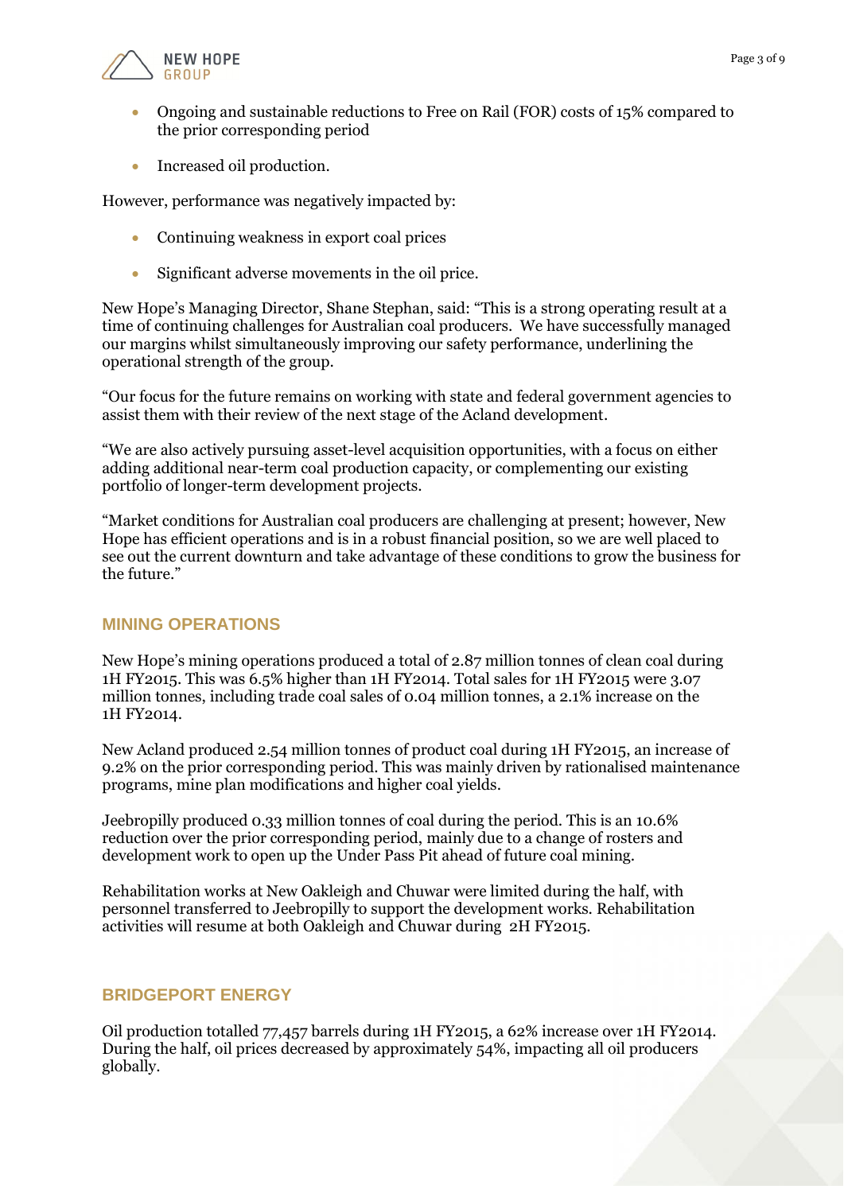- Ongoing and sustainable reductions to Free on Rail (FOR) costs of 15% compared to the prior corresponding period
- Increased oil production.

However, performance was negatively impacted by:

- Continuing weakness in export coal prices
- Significant adverse movements in the oil price.

New Hope's Managing Director, Shane Stephan, said: "This is a strong operating result at a time of continuing challenges for Australian coal producers. We have successfully managed our margins whilst simultaneously improving our safety performance, underlining the operational strength of the group.

"Our focus for the future remains on working with state and federal government agencies to assist them with their review of the next stage of the Acland development.

"We are also actively pursuing asset-level acquisition opportunities, with a focus on either adding additional near-term coal production capacity, or complementing our existing portfolio of longer-term development projects.

"Market conditions for Australian coal producers are challenging at present; however, New Hope has efficient operations and is in a robust financial position, so we are well placed to see out the current downturn and take advantage of these conditions to grow the business for the future."

## MINING OPERATIONS

New Hope's mining operations produced a total of 2.87 million tonnes of clean coal during 1H FY2015. This was 6.5% higher than 1H FY2014. Total sales for 1H FY2015 were 3.07 million tonnes, including trade coal sales of 0.04 million tonnes, a 2.1% increase on the 1H FY2014.

New Acland produced 2.54 million tonnes of product coal during 1H FY2015, an increase of 9.2% on the prior corresponding period. This was mainly driven by rationalised maintenance programs, mine plan modifications and higher coal yields.

Jeebropilly produced 0.33 million tonnes of coal during the period. This is an 10.6% reduction over the prior corresponding period, mainly due to a change of rosters and development work to open up the Under Pass Pit ahead of future coal mining.

Rehabilitation works at New Oakleigh and Chuwar were limited during the half, with personnel transferred to Jeebropilly to support the development works. Rehabilitation activities will resume at both Oakleigh and Chuwar during 2H FY2015.

## BRIDGEPORT ENERGY

Oil production totalled 77,457 barrels during 1H FY2015, a 62% increase over 1H FY2014. During the half, oil prices decreased by approximately 54%, impacting all oil producers globally.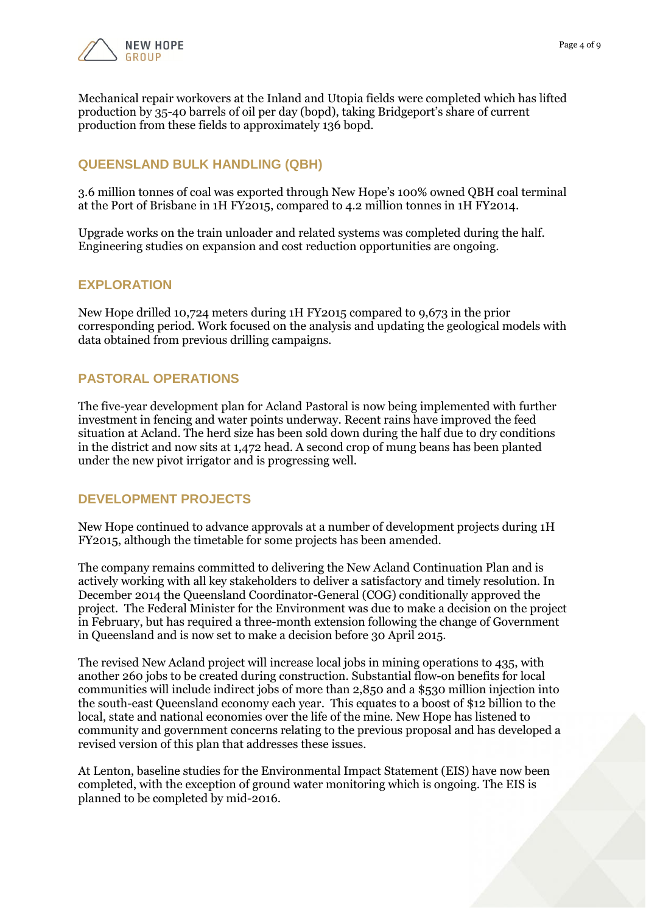Mechanical repair workovers at the Inland and Utopia fields were completed which has lifted production by 35-40 barrels of oil per day (bopd), taking Bridgeport's share of current production from these fields to approximately 136 bopd.

## QUEENSLAND BULK HANDLING (QBH)

3.6 million tonnes of coal was exported through New Hope's 100% owned QBH coal terminal at the Port of Brisbane in 1H FY2015, compared to 4.2 million tonnes in 1H FY2014.

Upgrade works on the train unloader and related systems was completed during the half. Engineering studies on expansion and cost reduction opportunities are ongoing.

## EXPLORATION

New Hope drilled 10,724 meters during 1H FY2015 compared to 9,673 in the prior corresponding period. Work focused on the analysis and updating the geological models with data obtained from previous drilling campaigns.

## PASTORAL OPERATIONS

The five-year development plan for Acland Pastoral is now being implemented with further investment in fencing and water points underway. Recent rains have improved the feed situation at Acland. The herd size has been sold down during the half due to dry conditions in the district and now sits at 1,472 head. A second crop of mung beans has been planted under the new pivot irrigator and is progressing well.

## DEVELOPMENT PROJECTS

New Hope continued to advance approvals at a number of development projects during 1H FY2015, although the timetable for some projects has been amended.

The company remains committed to delivering the New Acland Continuation Plan and is actively working with all key stakeholders to deliver a satisfactory and timely resolution. In December 2014 the Queensland Coordinator-General (COG) conditionally approved the project. The Federal Minister for the Environment was due to make a decision on the project in February, but has required a three-month extension following the change of Government in Queensland and is now set to make a decision before 30 April 2015.

The revised New Acland project will increase local jobs in mining operations to 435, with another 260 jobs to be created during construction. Substantial flow-on benefits for local communities will include indirect jobs of more than 2,850 and a $530 million injection into the south-east Queensland economy each year. This equates to a boost of $12 billion to the local, state and national economies over the life of the mine. New Hope has listened to community and government concerns relating to the previous proposal and has developed a revised version of this plan that addresses these issues.

At Lenton, baseline studies for the Environmental Impact Statement (EIS) have now been completed, with the exception of ground water monitoring which is ongoing. The EIS is planned to be completed by mid-2016.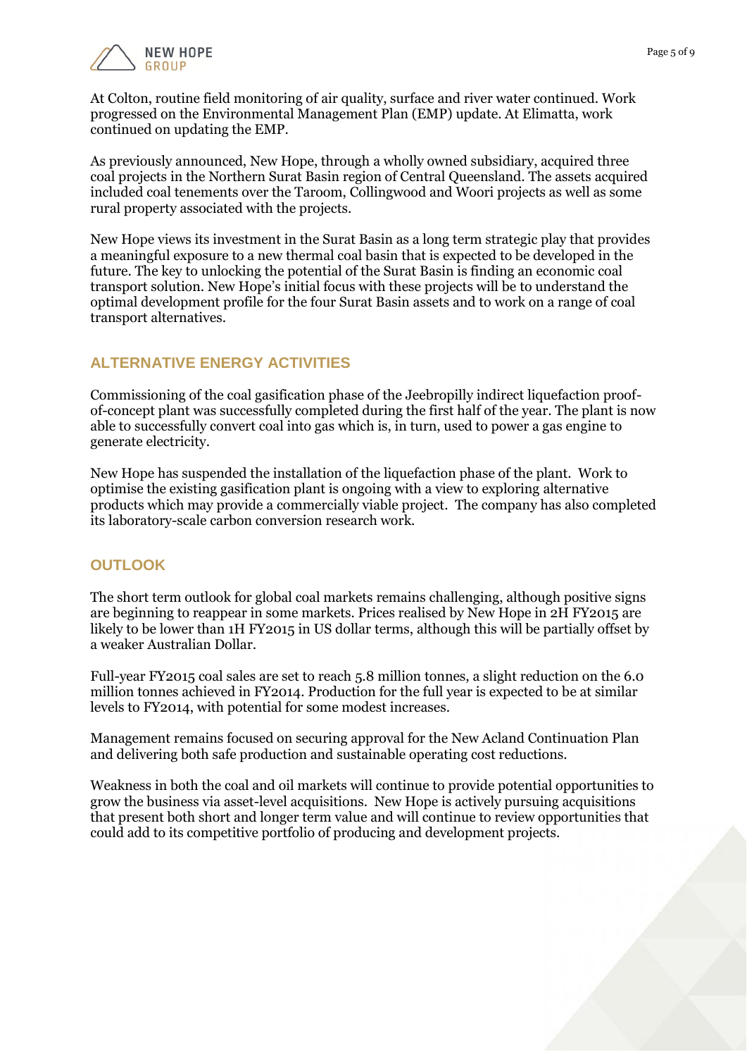At Colton, routine field monitoring of air quality, surface and river water continued. Work progressed on the Environmental Management Plan (EMP) update. At Elimatta, work continued on updating the EMP.

As previously announced, New Hope, through a wholly owned subsidiary, acquired three coal projects in the Northern Surat Basin region of Central Queensland. The assets acquired included coal tenements over the Taroom, Collingwood and Woori projects as well as some rural property associated with the projects.

New Hope views its investment in the Surat Basin as a long term strategic play that provides a meaningful exposure to a new thermal coal basin that is expected to be developed in the future. The key to unlocking the potential of the Surat Basin is finding an economic coal transport solution. New Hope's initial focus with these projects will be to understand the optimal development profile for the four Surat Basin assets and to work on a range of coal transport alternatives.

## ALTERNATIVE ENERGY ACTIVITIES

Commissioning of the coal gasification phase of the Jeebropilly indirect liquefaction proof-of-concept plant was successfully completed during the first half of the year. The plant is now able to successfully convert coal into gas which is, in turn, used to power a gas engine to generate electricity.

New Hope has suspended the installation of the liquefaction phase of the plant. Work to optimise the existing gasification plant is ongoing with a view to exploring alternative products which may provide a commercially viable project. The company has also completed its laboratory-scale carbon conversion research work.

## OUTLOOK

The short term outlook for global coal markets remains challenging, although positive signs are beginning to reappear in some markets. Prices realised by New Hope in 2H FY2015 are likely to be lower than 1H FY2015 in US dollar terms, although this will be partially offset by a weaker Australian Dollar.

Full-year FY2015 coal sales are set to reach 5.8 million tonnes, a slight reduction on the 6.0 million tonnes achieved in FY2014. Production for the full year is expected to be at similar levels to FY2014, with potential for some modest increases.

Management remains focused on securing approval for the New Acland Continuation Plan and delivering both safe production and sustainable operating cost reductions.

Weakness in both the coal and oil markets will continue to provide potential opportunities to grow the business via asset-level acquisitions. New Hope is actively pursuing acquisitions that present both short and longer term value and will continue to review opportunities that could add to its competitive portfolio of producing and development projects.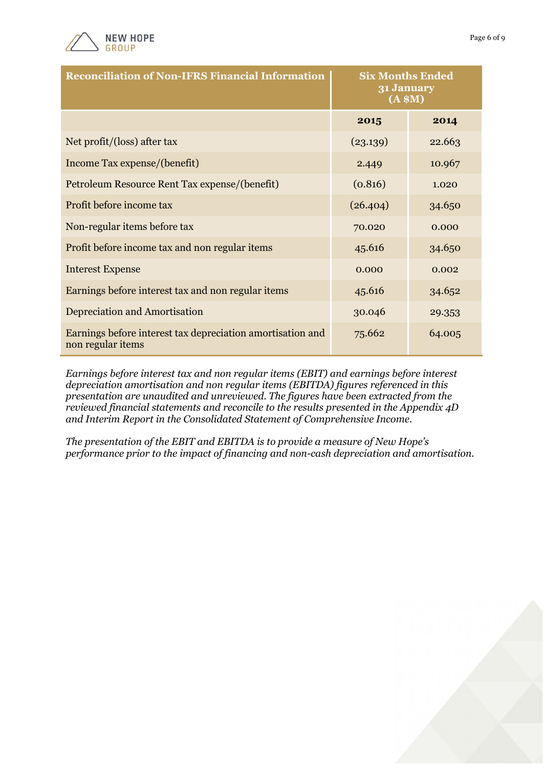| Reconciliation of Non-IFRS Financial Information | Six Months Ended 31 January (A $M) | |
|---|---|---|
| | **2015** | **2014** |
| Net profit/(loss) after tax | (23.139) | 22.663 |
| Income Tax expense/(benefit) | 2.449 | 10.967 |
| Petroleum Resource Rent Tax expense/(benefit) | (0.816) | 1.020 |
| Profit before income tax | (26.404) | 34.650 |
| Non-regular items before tax | 70.020 | 0.000 |
| Profit before income tax and non regular items | 45.616 | 34.650 |
| Interest Expense | 0.000 | 0.002 |
| Earnings before interest tax and non regular items | 45.616 | 34.652 |
| Depreciation and Amortisation | 30.046 | 29.353 |
| Earnings before interest tax depreciation amortisation and non regular items | 75.662 | 64.005 |

*Earnings before interest tax and non regular items (EBIT) and earnings before interest depreciation amortisation and non regular items (EBITDA) figures referenced in this presentation are unaudited and unreviewed. The figures have been extracted from the reviewed financial statements and reconcile to the results presented in the Appendix 4D and Interim Report in the Consolidated Statement of Comprehensive Income.*

*The presentation of the EBIT and EBITDA is to provide a measure of New Hope's performance prior to the impact of financing and non-cash depreciation and amortisation.*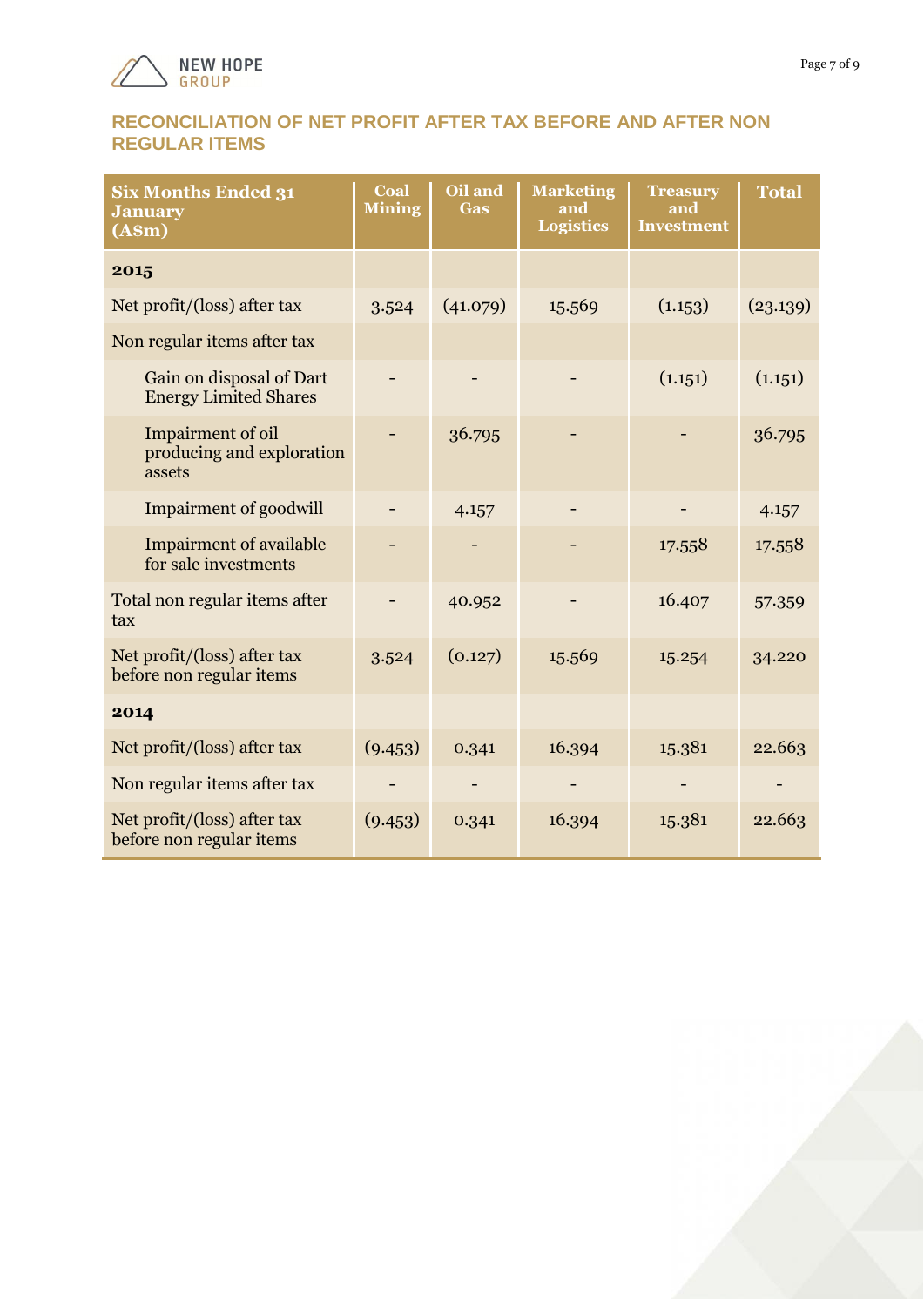## RECONCILIATION OF NET PROFIT AFTER TAX BEFORE AND AFTER NON REGULAR ITEMS

| Six Months Ended 31 January (A$m) | Coal Mining | Oil and Gas | Marketing and Logistics | Treasury and Investment | Total |
|---|---|---|---|---|---|
| **2015** | | | | | |
| Net profit/(loss) after tax | 3.524 | (41.079) | 15.569 | (1.153) | (23.139) |
| Non regular items after tax | | | | | |
| Gain on disposal of Dart Energy Limited Shares | - | - | - | (1.151) | (1.151) |
| Impairment of oil producing and exploration assets | - | 36.795 | - | - | 36.795 |
| Impairment of goodwill | - | 4.157 | - | - | 4.157 |
| Impairment of available for sale investments | - | - | - | 17.558 | 17.558 |
| Total non regular items after tax | - | 40.952 | - | 16.407 | 57.359 |
| Net profit/(loss) after tax before non regular items | 3.524 | (0.127) | 15.569 | 15.254 | 34.220 |
| **2014** | | | | | |
| Net profit/(loss) after tax | (9.453) | 0.341 | 16.394 | 15.381 | 22.663 |
| Non regular items after tax | - | - | - | - | - |
| Net profit/(loss) after tax before non regular items | (9.453) | 0.341 | 16.394 | 15.381 | 22.663 |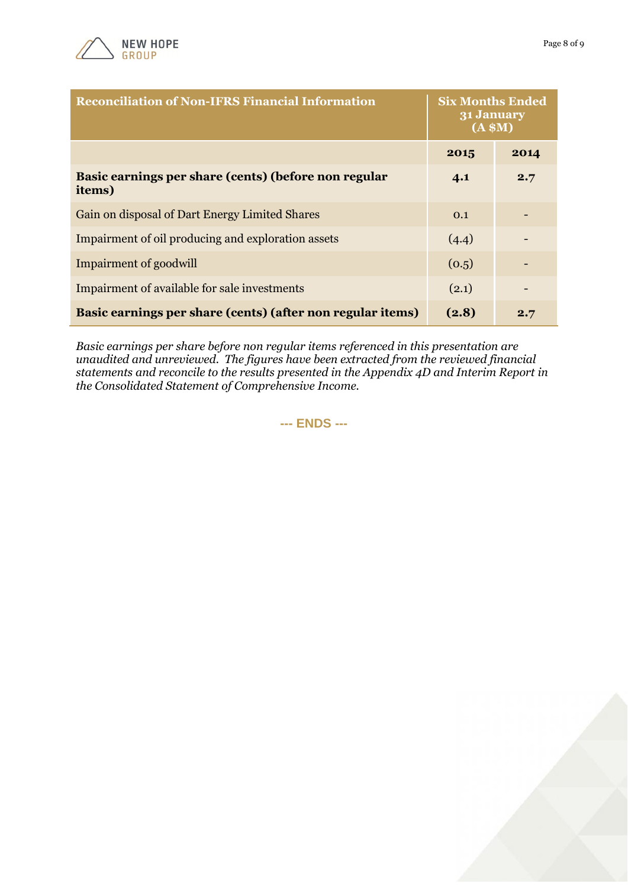| Reconciliation of Non-IFRS Financial Information | Six Months Ended 31 January (A $M) | |
|---|---|---|
| | **2015** | **2014** |
| **Basic earnings per share (cents) (before non regular items)** | **4.1** | **2.7** |
| Gain on disposal of Dart Energy Limited Shares | 0.1 | - |
| Impairment of oil producing and exploration assets | (4.4) | - |
| Impairment of goodwill | (0.5) | - |
| Impairment of available for sale investments | (2.1) | - |
| **Basic earnings per share (cents) (after non regular items)** | **(2.8)** | **2.7** |

*Basic earnings per share before non regular items referenced in this presentation are unaudited and unreviewed. The figures have been extracted from the reviewed financial statements and reconcile to the results presented in the Appendix 4D and Interim Report in the Consolidated Statement of Comprehensive Income.*

**--- ENDS ---**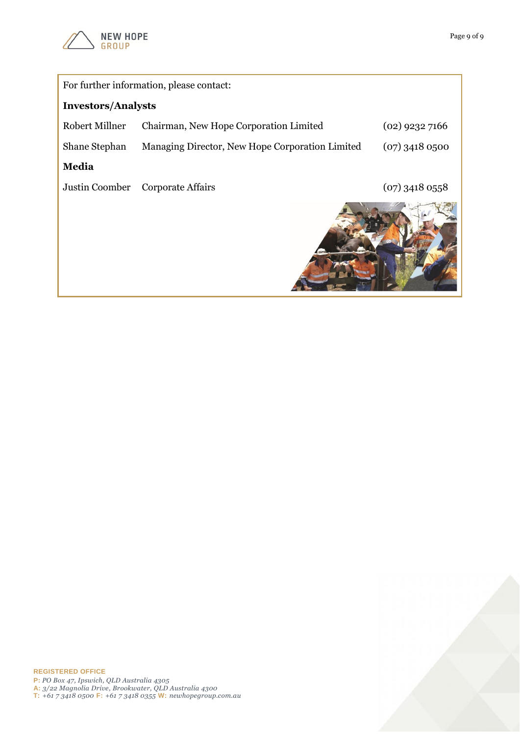For further information, please contact:

**Investors/Analysts**

| | | |
|---|---|---|
| Robert Millner | Chairman, New Hope Corporation Limited | (02) 9232 7166 |
| Shane Stephan | Managing Director, New Hope Corporation Limited | (07) 3418 0500 |

**Media**

| | | |
|---|---|---|
| Justin Coomber | Corporate Affairs | (07) 3418 0558 |

**REGISTERED OFFICE**

**P:** *PO Box 47, Ipswich, QLD Australia 4305*
**A:** *3/22 Magnolia Drive, Brookwater, QLD Australia 4300*
**T:** *+61 7 3418 0500* **F:** *+61 7 3418 0355* **W:** *newhopegroup.com.au*